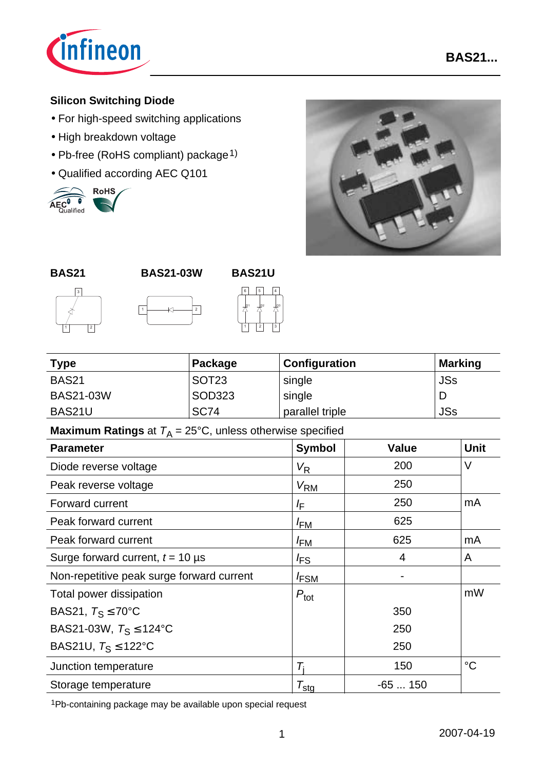## Silicon Switching Diode

- For high-speed switching applications
- High breakdown voltage
- Pb-free (RoHS compliant) package[1)]
- Qualified according AEC Q101

**BAS21** **BAS21-03W** **BAS21U**

| Type | Package | Configuration | Marking |
|---|---|---|---|
| BAS21 | SOT23 | single | JSs |
| BAS21-03W | SOD323 | single | D |
| BAS21U | SC74 | parallel triple | JSs |

**Maximum Ratings** at $T_A$ = 25°C, unless otherwise specified

| Parameter | Symbol | Value | Unit |
|---|---|---|---|
| Diode reverse voltage | $V_R$ | 200 | V |
| Peak reverse voltage | $V_{RM}$ | 250 | |
| Forward current | $I_F$ | 250 | mA |
| Peak forward current | $I_{FM}$ | 625 | |
| Peak forward current | $I_{FM}$ | 625 | mA |
| Surge forward current, $t$ = 10 µs | $I_{FS}$ | 4 | A |
| Non-repetitive peak surge forward current | $I_{FSM}$ | - | |
| Total power dissipation | $P_{tot}$ | | mW |
| BAS21, $T_S \leq$70°C | | 350 | |
| BAS21-03W, $T_S \leq$124°C | | 250 | |
| BAS21U, $T_S \leq$122°C | | 250 | |
| Junction temperature | $T_j$ | 150 | °C |
| Storage temperature | $T_{stg}$ | -65 ... 150 | |

[1]Pb-containing package may be available upon special request

2007-04-19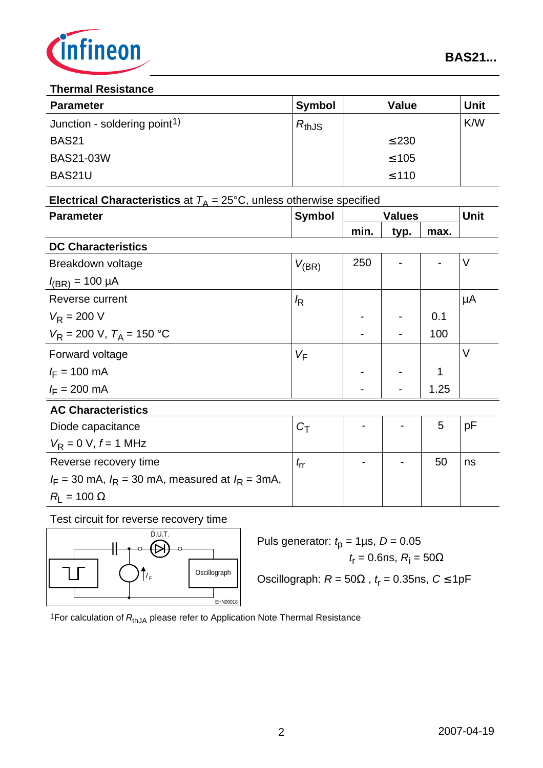### Thermal Resistance

| Parameter | Symbol | Value | Unit |
|---|---|---|---|
| Junction - soldering point[1) ] | $R_{thJS}$ | | K/W |
| BAS21 | | ≤230 | |
| BAS21-03W | | ≤105 | |
| BAS21U | | ≤110 | |

### Electrical Characteristics at $T_A$ = 25°C, unless otherwise specified

| Parameter | Symbol | Values | | | Unit |
|---|---|---|---|---|---|
| | | min. | typ. | max. | |
| **DC Characteristics** | | | | | |
| Breakdown voltage<br>$I_{(BR)}$ = 100 µA | $V_{(BR)}$ | 250 | - | - | V |
| Reverse current | $I_R$ | | | | µA |
| $V_R$ = 200 V | | - | - | 0.1 | |
| $V_R$ = 200 V, $T_A$ = 150 °C | | - | - | 100 | |
| Forward voltage | $V_F$ | | | | V |
| $I_F$ = 100 mA | | - | - | 1 | |
| $I_F$ = 200 mA | | - | - | 1.25 | |
| **AC Characteristics** | | | | | |
| Diode capacitance<br>$V_R$ = 0 V, $f$ = 1 MHz | $C_T$ | - | - | 5 | pF |
| Reverse recovery time<br>$I_F$ = 30 mA, $I_R$ = 30 mA, measured at $I_R$ = 3mA,<br>$R_L$ = 100 Ω | $t_{rr}$ | - | - | 50 | ns |

Test circuit for reverse recovery time

D.U.T.

$I_F$

Oscillograph

EHN00018

Puls generator: $t_p$ = 1µs, $D$ = 0.05
$t_r$ = 0.6ns, $R_i$ = 50Ω

Oscillograph: $R$ = 50Ω , $t_r$ = 0.35ns, $C$ ≤1pF

[1]For calculation of $R_{thJA}$ please refer to Application Note Thermal Resistance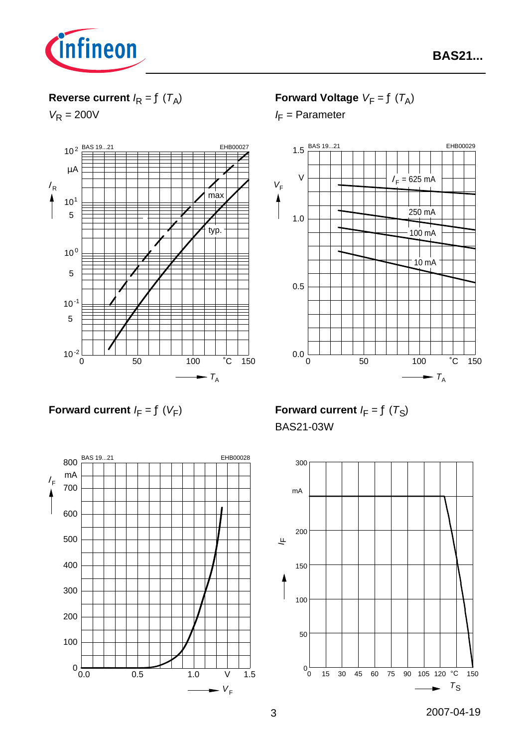**Reverse current** $I_R = f(T_A)$

$V_R = 200V$

**Forward Voltage** $V_F = f(T_A)$

$I_F$ = Parameter

**Forward current** $I_F = f(V_F)$

**Forward current** $I_F = f(T_S)$

BAS21-03W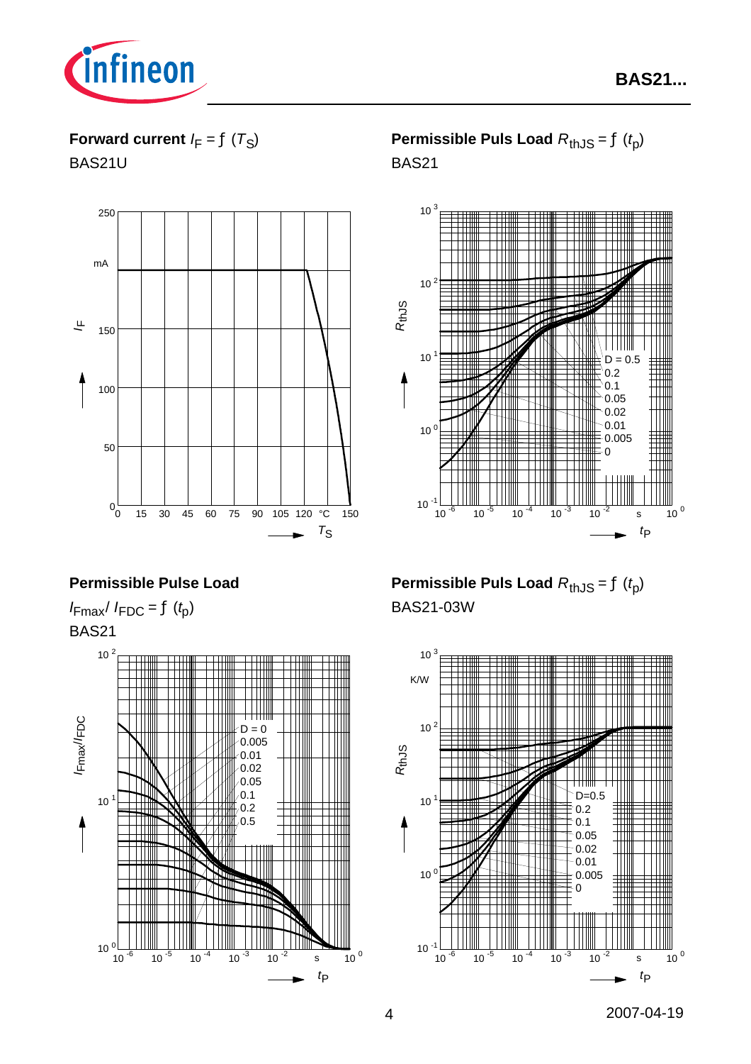**Forward current** $I_F = f(T_S)$

BAS21U

**Permissible Puls Load** $R_{thJS} = f(t_p)$

BAS21

**Permissible Pulse Load**

$I_{Fmax}/I_{FDC} = f(t_p)$

BAS21

**Permissible Puls Load** $R_{thJS} = f(t_p)$

BAS21-03W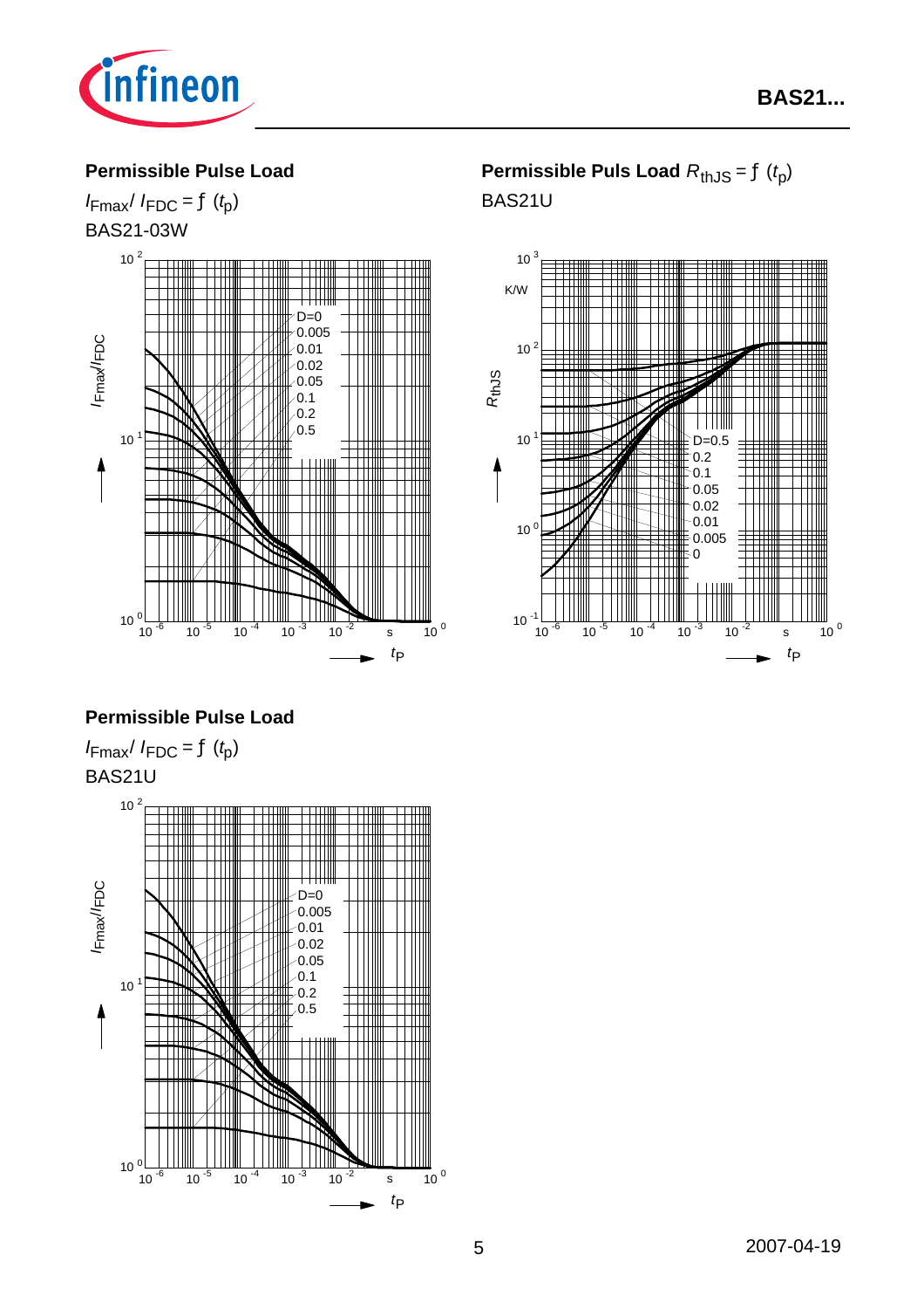## Permissible Pulse Load

$I_{Fmax}/ I_{FDC} = f\ (t_p)$

BAS21-03W

## Permissible Puls Load $R_{thJS} = f\ (t_p)$

BAS21U

## Permissible Pulse Load

$I_{Fmax}/ I_{FDC} = f\ (t_p)$

BAS21U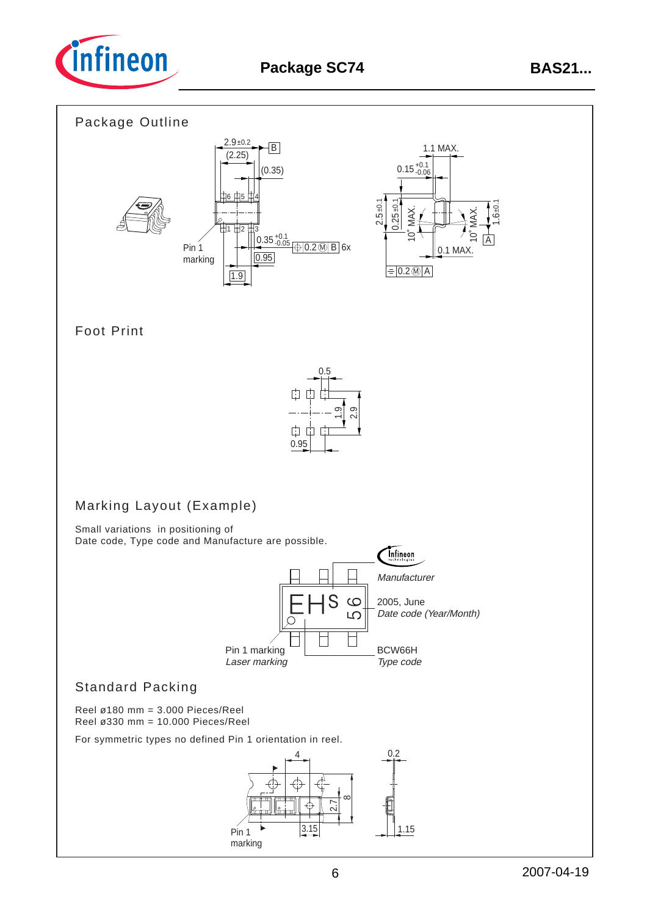# Package SC74

## Package Outline

## Foot Print

## Marking Layout (Example)

Small variations in positioning of
Date code, Type code and Manufacture are possible.

Manufacturer

2005, June
*Date code (Year/Month)*

Pin 1 marking
*Laser marking*

BCW66H
*Type code*

## Standard Packing

Reel ø180 mm = 3.000 Pieces/Reel
Reel ø330 mm = 10.000 Pieces/Reel

For symmetric types no defined Pin 1 orientation in reel.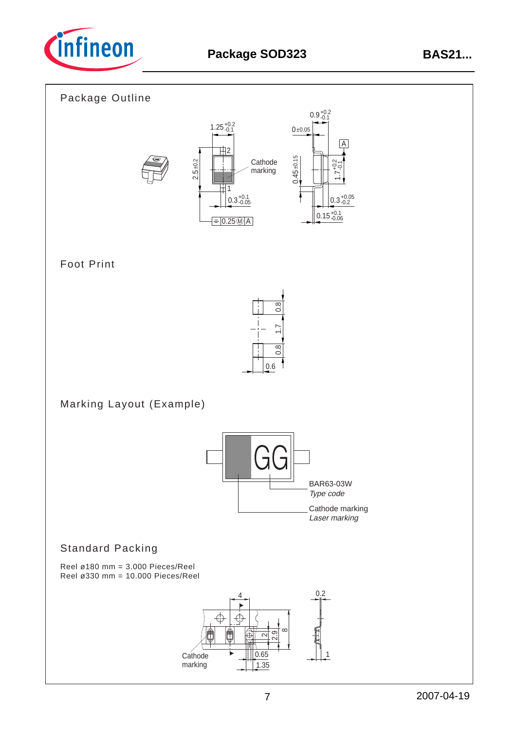# Package SOD323

## Package Outline

## Foot Print

## Marking Layout (Example)

## Standard Packing

Reel ø180 mm = 3.000 Pieces/Reel
Reel ø330 mm = 10.000 Pieces/Reel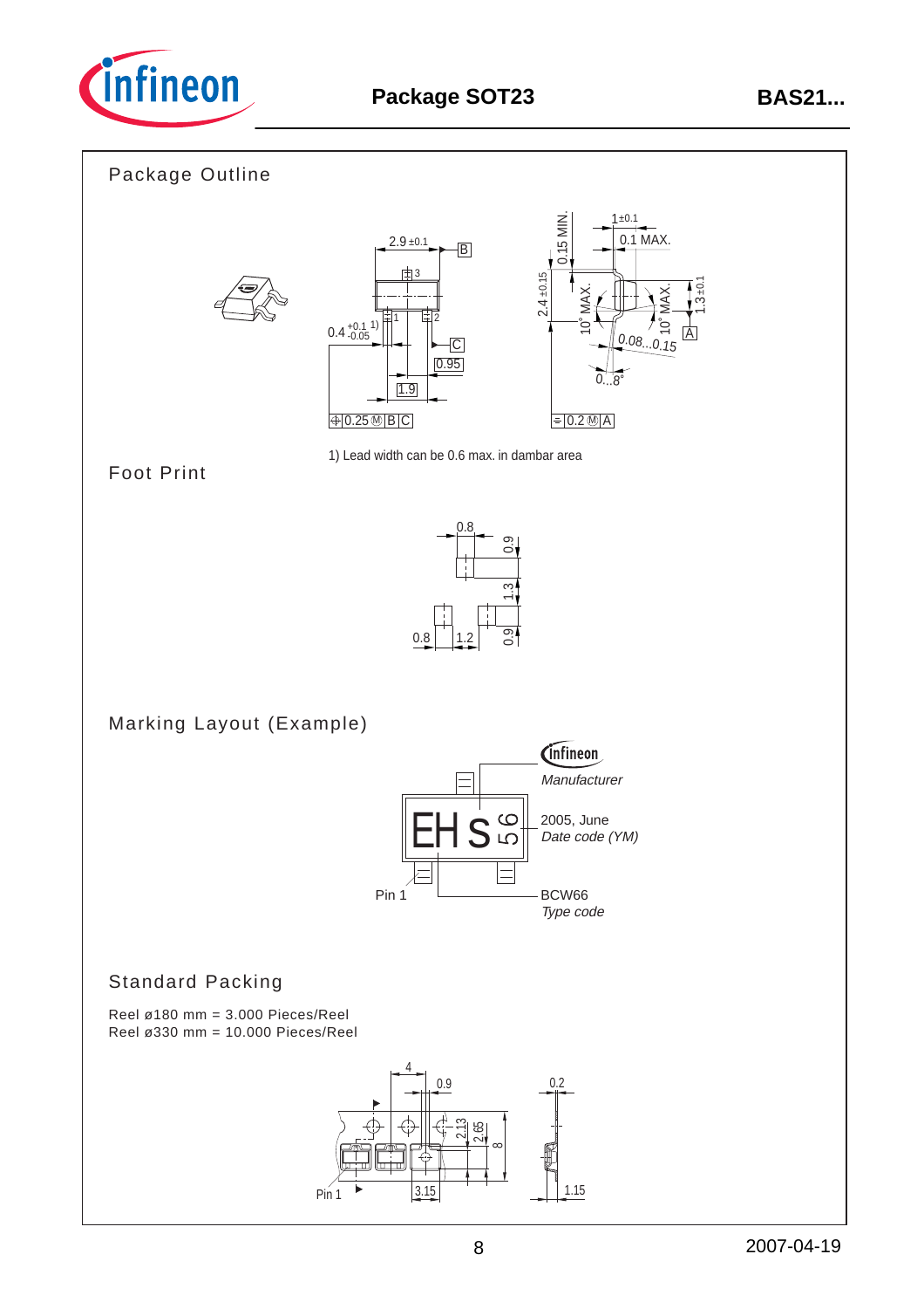## Package SOT23

BAS21...

### Package Outline

1) Lead width can be 0.6 max. in dambar area

### Foot Print

### Marking Layout (Example)

Manufacturer

2005, June
*Date code (YM)*

Pin 1

BCW66
*Type code*

### Standard Packing

Reel ø180 mm = 3.000 Pieces/Reel
Reel ø330 mm = 10.000 Pieces/Reel

2007-04-19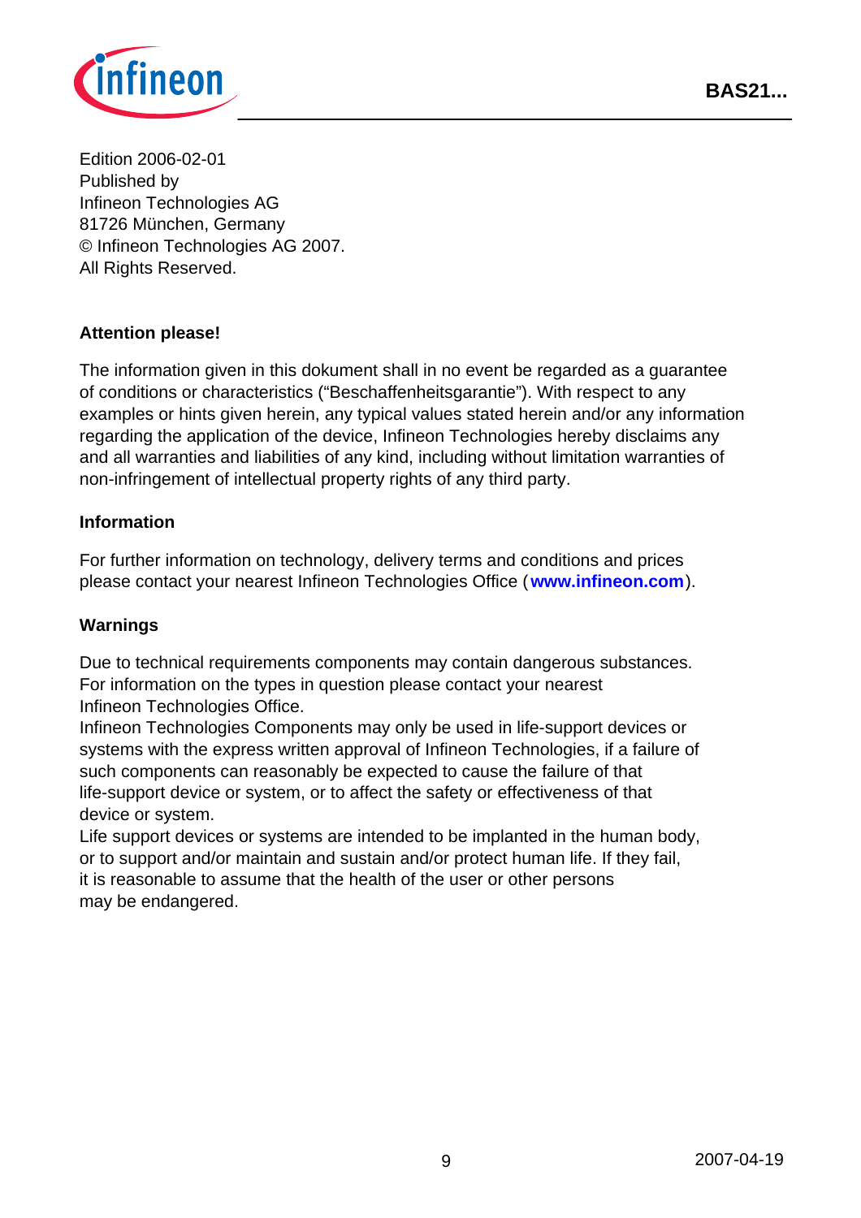Edition 2006-02-01
Published by
Infineon Technologies AG
81726 München, Germany
© Infineon Technologies AG 2007.
All Rights Reserved.

**Attention please!**

The information given in this dokument shall in no event be regarded as a guarantee of conditions or characteristics ("Beschaffenheitsgarantie"). With respect to any examples or hints given herein, any typical values stated herein and/or any information regarding the application of the device, Infineon Technologies hereby disclaims any and all warranties and liabilities of any kind, including without limitation warranties of non-infringement of intellectual property rights of any third party.

**Information**

For further information on technology, delivery terms and conditions and prices please contact your nearest Infineon Technologies Office (**www.infineon.com**).

**Warnings**

Due to technical requirements components may contain dangerous substances. For information on the types in question please contact your nearest Infineon Technologies Office.
Infineon Technologies Components may only be used in life-support devices or systems with the express written approval of Infineon Technologies, if a failure of such components can reasonably be expected to cause the failure of that life-support device or system, or to affect the safety or effectiveness of that device or system.
Life support devices or systems are intended to be implanted in the human body, or to support and/or maintain and sustain and/or protect human life. If they fail, it is reasonable to assume that the health of the user or other persons may be endangered.